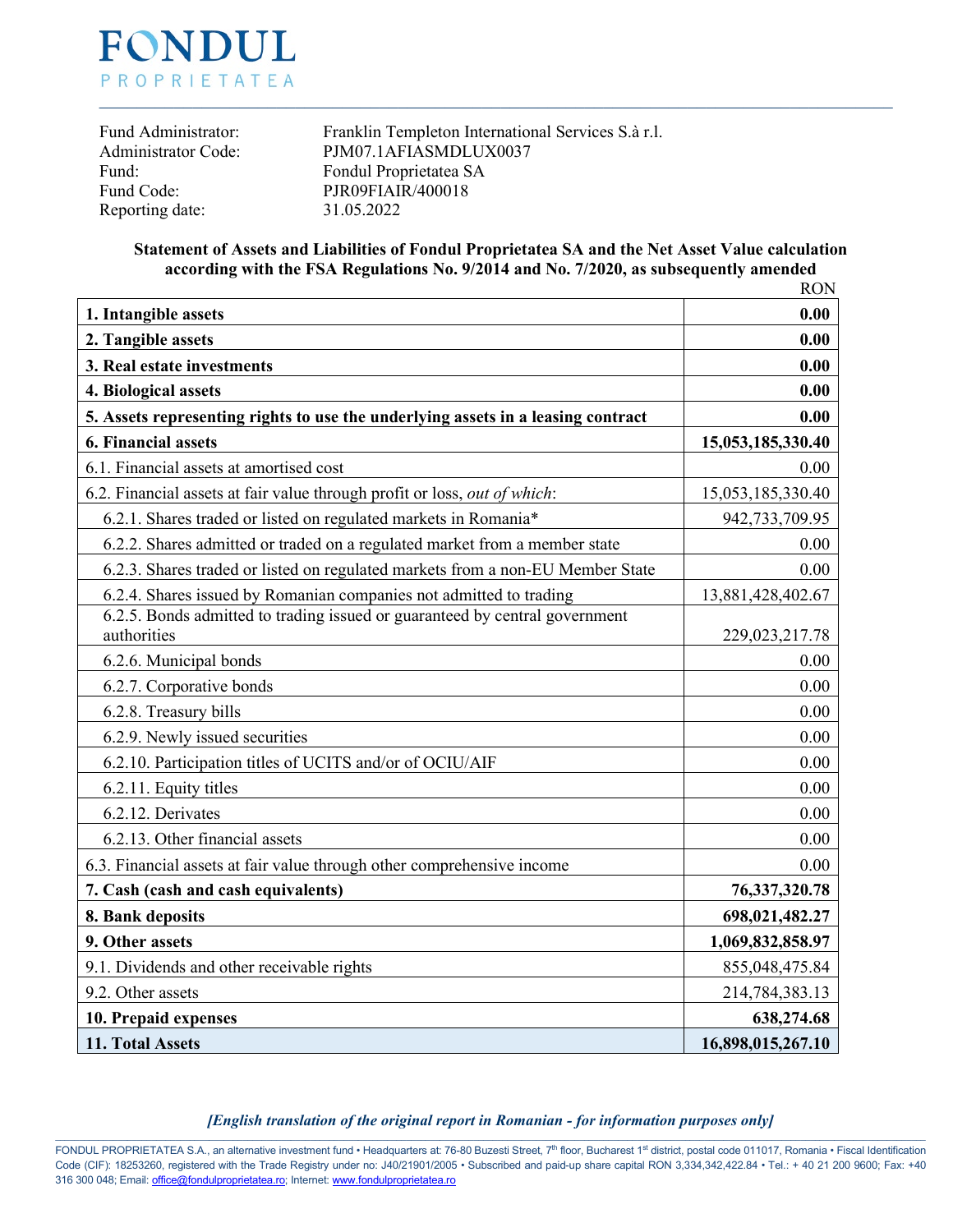# FONDUL PROPRIETATEA

| | |
|---|---|
| Fund Administrator: | Franklin Templeton International Services S.à r.l. |
| Administrator Code: | PJM07.1AFIASMDLUX0037 |
| Fund: | Fondul Proprietatea SA |
| Fund Code: | PJR09FIAIR/400018 |
| Reporting date: | 31.05.2022 |

**Statement of Assets and Liabilities of Fondul Proprietatea SA and the Net Asset Value calculation according with the FSA Regulations No. 9/2014 and No. 7/2020, as subsequently amended**

RON

| | |
|---|---:|
| **1. Intangible assets** | **0.00** |
| **2. Tangible assets** | **0.00** |
| **3. Real estate investments** | **0.00** |
| **4. Biological assets** | **0.00** |
| **5. Assets representing rights to use the underlying assets in a leasing contract** | **0.00** |
| **6. Financial assets** | **15,053,185,330.40** |
| 6.1. Financial assets at amortised cost | 0.00 |
| 6.2. Financial assets at fair value through profit or loss, *out of which*: | 15,053,185,330.40 |
| 6.2.1. Shares traded or listed on regulated markets in Romania* | 942,733,709.95 |
| 6.2.2. Shares admitted or traded on a regulated market from a member state | 0.00 |
| 6.2.3. Shares traded or listed on regulated markets from a non-EU Member State | 0.00 |
| 6.2.4. Shares issued by Romanian companies not admitted to trading | 13,881,428,402.67 |
| 6.2.5. Bonds admitted to trading issued or guaranteed by central government authorities | 229,023,217.78 |
| 6.2.6. Municipal bonds | 0.00 |
| 6.2.7. Corporative bonds | 0.00 |
| 6.2.8. Treasury bills | 0.00 |
| 6.2.9. Newly issued securities | 0.00 |
| 6.2.10. Participation titles of UCITS and/or of OCIU/AIF | 0.00 |
| 6.2.11. Equity titles | 0.00 |
| 6.2.12. Derivates | 0.00 |
| 6.2.13. Other financial assets | 0.00 |
| 6.3. Financial assets at fair value through other comprehensive income | 0.00 |
| **7. Cash (cash and cash equivalents)** | **76,337,320.78** |
| **8. Bank deposits** | **698,021,482.27** |
| **9. Other assets** | **1,069,832,858.97** |
| 9.1. Dividends and other receivable rights | 855,048,475.84 |
| 9.2. Other assets | 214,784,383.13 |
| **10. Prepaid expenses** | **638,274.68** |
| **11. Total Assets** | **16,898,015,267.10** |

***[English translation of the original report in Romanian - for information purposes only]***

FONDUL PROPRIETATEA S.A., an alternative investment fund • Headquarters at: 76-80 Buzesti Street, 7th floor, Bucharest 1st district, postal code 011017, Romania • Fiscal Identification Code (CIF): 18253260, registered with the Trade Registry under no: J40/21901/2005 • Subscribed and paid-up share capital RON 3,334,342,422.84 • Tel.: + 40 21 200 9600; Fax: +40 316 300 048; Email: office@fondulproprietatea.ro; Internet: www.fondulproprietatea.ro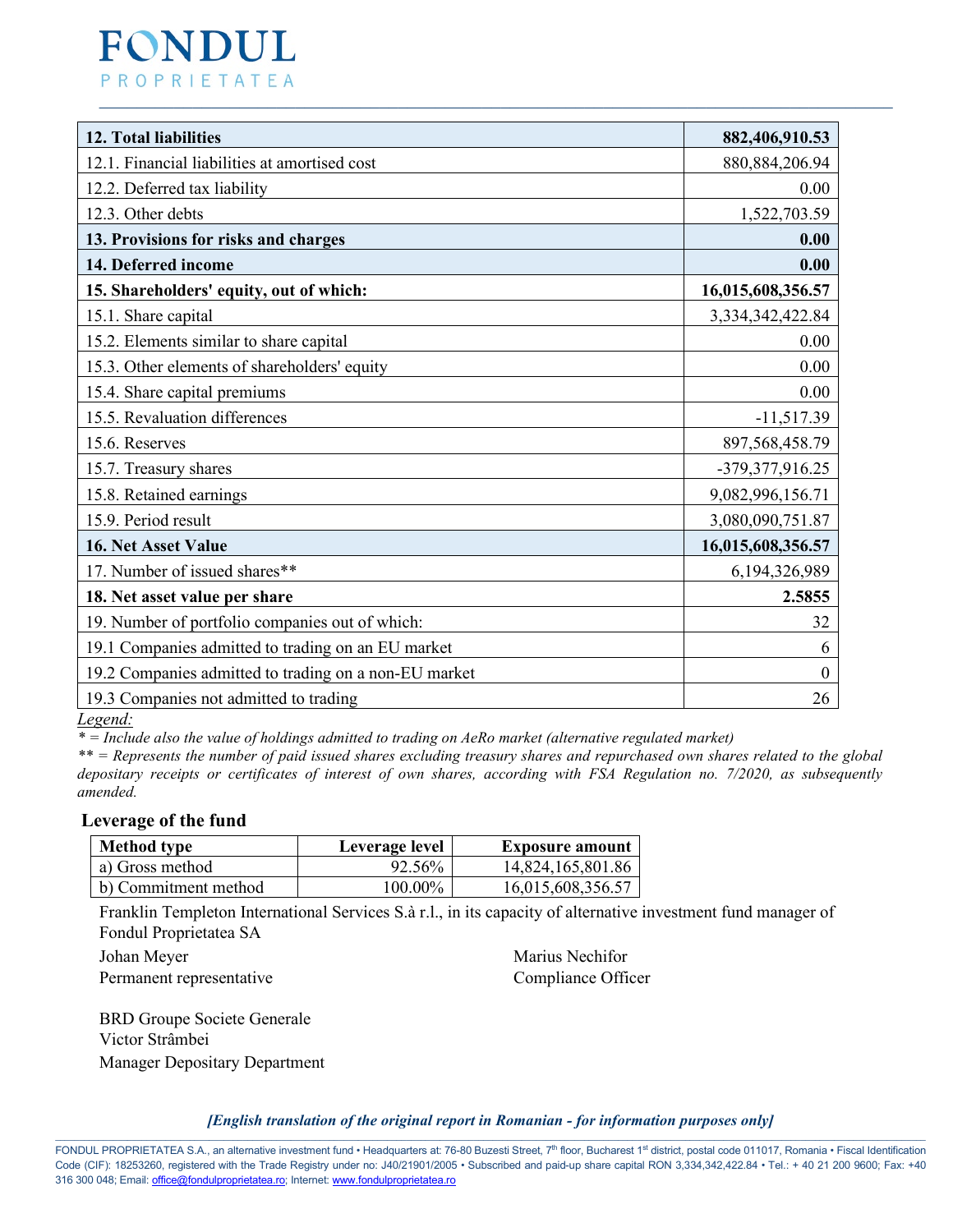| 12. Total liabilities | 882,406,910.53 |
|---|---|
| 12.1. Financial liabilities at amortised cost | 880,884,206.94 |
| 12.2. Deferred tax liability | 0.00 |
| 12.3. Other debts | 1,522,703.59 |
| **13. Provisions for risks and charges** | **0.00** |
| **14. Deferred income** | **0.00** |
| **15. Shareholders' equity, out of which:** | **16,015,608,356.57** |
| 15.1. Share capital | 3,334,342,422.84 |
| 15.2. Elements similar to share capital | 0.00 |
| 15.3. Other elements of shareholders' equity | 0.00 |
| 15.4. Share capital premiums | 0.00 |
| 15.5. Revaluation differences | -11,517.39 |
| 15.6. Reserves | 897,568,458.79 |
| 15.7. Treasury shares | -379,377,916.25 |
| 15.8. Retained earnings | 9,082,996,156.71 |
| 15.9. Period result | 3,080,090,751.87 |
| **16. Net Asset Value** | **16,015,608,356.57** |
| 17. Number of issued shares** | 6,194,326,989 |
| **18. Net asset value per share** | **2.5855** |
| 19. Number of portfolio companies out of which: | 32 |
| 19.1 Companies admitted to trading on an EU market | 6 |
| 19.2 Companies admitted to trading on a non-EU market | 0 |
| 19.3 Companies not admitted to trading | 26 |

*Legend:*

** = Include also the value of holdings admitted to trading on AeRo market (alternative regulated market)*

*** = Represents the number of paid issued shares excluding treasury shares and repurchased own shares related to the global depositary receipts or certificates of interest of own shares, according with FSA Regulation no. 7/2020, as subsequently amended.*

## Leverage of the fund

| Method type | Leverage level | Exposure amount |
|---|---|---|
| a) Gross method | 92.56% | 14,824,165,801.86 |
| b) Commitment method | 100.00% | 16,015,608,356.57 |

Franklin Templeton International Services S.à r.l., in its capacity of alternative investment fund manager of Fondul Proprietatea SA

Johan Meyer
Permanent representative

Marius Nechifor
Compliance Officer

BRD Groupe Societe Generale
Victor Strâmbei
Manager Depositary Department

***[English translation of the original report in Romanian - for information purposes only]***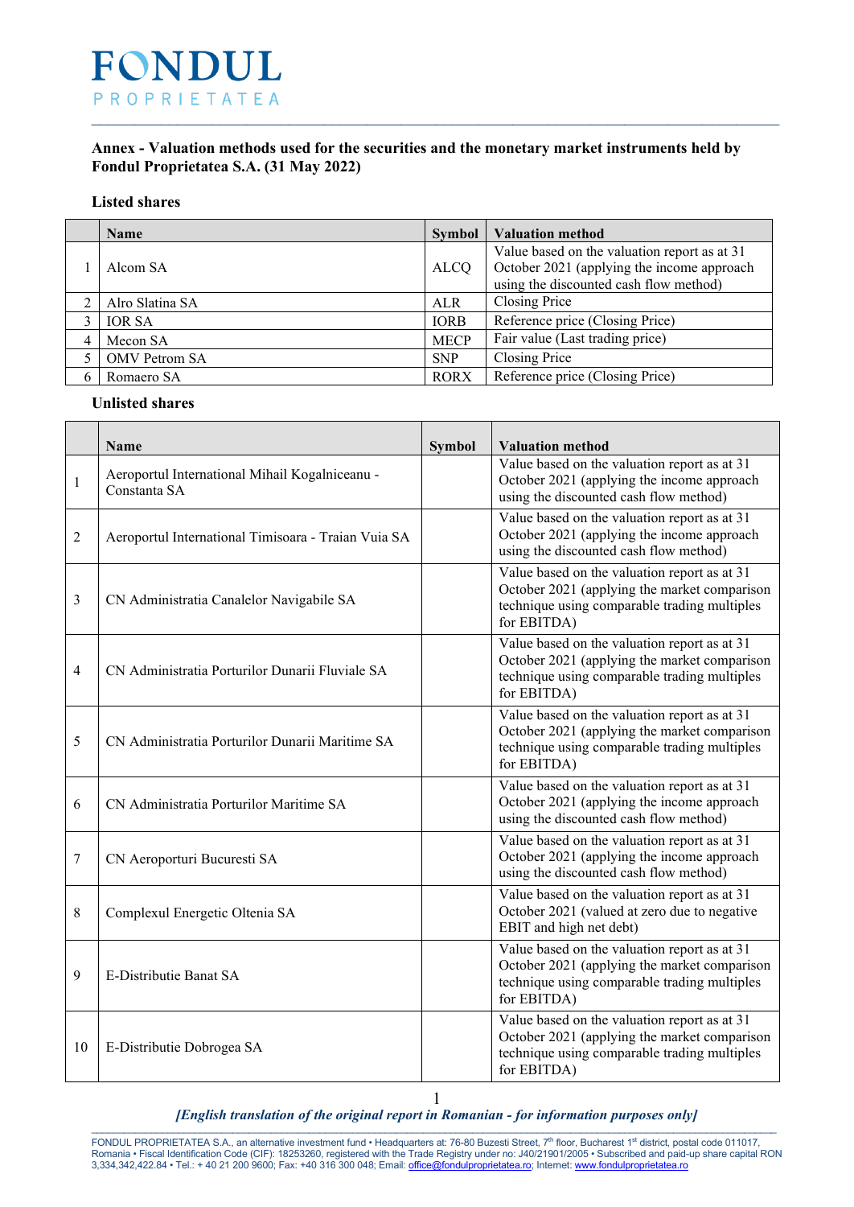FONDUL PROPRIETATEA

**Annex - Valuation methods used for the securities and the monetary market instruments held by Fondul Proprietatea S.A. (31 May 2022)**

**Listed shares**

| | Name | Symbol | Valuation method |
|---|---|---|---|
| 1 | Alcom SA | ALCQ | Value based on the valuation report as at 31 October 2021 (applying the income approach using the discounted cash flow method) |
| 2 | Alro Slatina SA | ALR | Closing Price |
| 3 | IOR SA | IORB | Reference price (Closing Price) |
| 4 | Mecon SA | MECP | Fair value (Last trading price) |
| 5 | OMV Petrom SA | SNP | Closing Price |
| 6 | Romaero SA | RORX | Reference price (Closing Price) |

**Unlisted shares**

| | Name | Symbol | Valuation method |
|---|---|---|---|
| 1 | Aeroportul International Mihail Kogalniceanu - Constanta SA | | Value based on the valuation report as at 31 October 2021 (applying the income approach using the discounted cash flow method) |
| 2 | Aeroportul International Timisoara - Traian Vuia SA | | Value based on the valuation report as at 31 October 2021 (applying the income approach using the discounted cash flow method) |
| 3 | CN Administratia Canalelor Navigabile SA | | Value based on the valuation report as at 31 October 2021 (applying the market comparison technique using comparable trading multiples for EBITDA) |
| 4 | CN Administratia Porturilor Dunarii Fluviale SA | | Value based on the valuation report as at 31 October 2021 (applying the market comparison technique using comparable trading multiples for EBITDA) |
| 5 | CN Administratia Porturilor Dunarii Maritime SA | | Value based on the valuation report as at 31 October 2021 (applying the market comparison technique using comparable trading multiples for EBITDA) |
| 6 | CN Administratia Porturilor Maritime SA | | Value based on the valuation report as at 31 October 2021 (applying the income approach using the discounted cash flow method) |
| 7 | CN Aeroporturi Bucuresti SA | | Value based on the valuation report as at 31 October 2021 (applying the income approach using the discounted cash flow method) |
| 8 | Complexul Energetic Oltenia SA | | Value based on the valuation report as at 31 October 2021 (valued at zero due to negative EBIT and high net debt) |
| 9 | E-Distributie Banat SA | | Value based on the valuation report as at 31 October 2021 (applying the market comparison technique using comparable trading multiples for EBITDA) |
| 10 | E-Distributie Dobrogea SA | | Value based on the valuation report as at 31 October 2021 (applying the market comparison technique using comparable trading multiples for EBITDA) |

*[English translation of the original report in Romanian - for information purposes only]*

FONDUL PROPRIETATEA S.A., an alternative investment fund • Headquarters at: 76-80 Buzesti Street, 7th floor, Bucharest 1st district, postal code 011017, Romania • Fiscal Identification Code (CIF): 18253260, registered with the Trade Registry under no: J40/21901/2005 • Subscribed and paid-up share capital RON 3,334,342,422.84 • Tel.: + 40 21 200 9600; Fax: +40 316 300 048; Email: office@fondulproprietatea.ro; Internet: www.fondulproprietatea.ro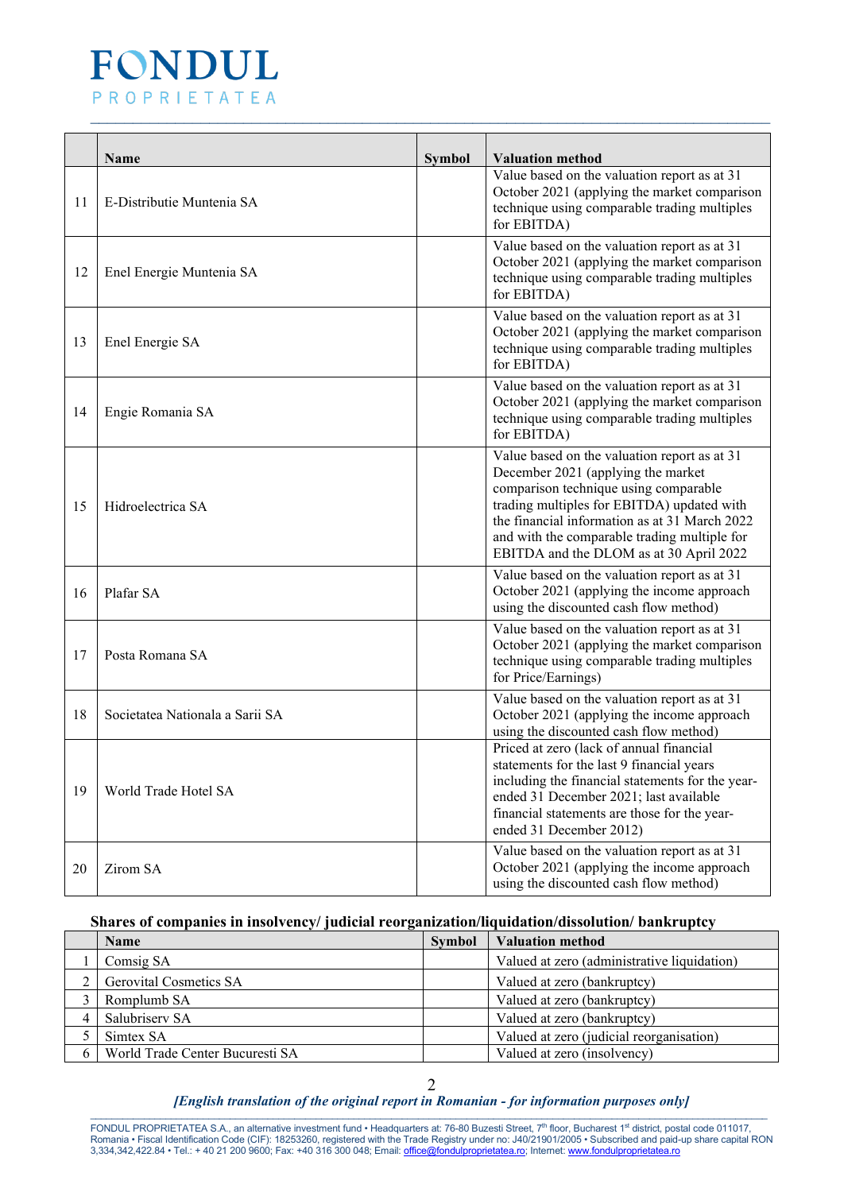| | Name | Symbol | Valuation method |
|---|---|---|---|
| 11 | E-Distributie Muntenia SA | | Value based on the valuation report as at 31 October 2021 (applying the market comparison technique using comparable trading multiples for EBITDA) |
| 12 | Enel Energie Muntenia SA | | Value based on the valuation report as at 31 October 2021 (applying the market comparison technique using comparable trading multiples for EBITDA) |
| 13 | Enel Energie SA | | Value based on the valuation report as at 31 October 2021 (applying the market comparison technique using comparable trading multiples for EBITDA) |
| 14 | Engie Romania SA | | Value based on the valuation report as at 31 October 2021 (applying the market comparison technique using comparable trading multiples for EBITDA) |
| 15 | Hidroelectrica SA | | Value based on the valuation report as at 31 December 2021 (applying the market comparison technique using comparable trading multiples for EBITDA) updated with the financial information as at 31 March 2022 and with the comparable trading multiple for EBITDA and the DLOM as at 30 April 2022 |
| 16 | Plafar SA | | Value based on the valuation report as at 31 October 2021 (applying the income approach using the discounted cash flow method) |
| 17 | Posta Romana SA | | Value based on the valuation report as at 31 October 2021 (applying the market comparison technique using comparable trading multiples for Price/Earnings) |
| 18 | Societatea Nationala a Sarii SA | | Value based on the valuation report as at 31 October 2021 (applying the income approach using the discounted cash flow method) |
| 19 | World Trade Hotel SA | | Priced at zero (lack of annual financial statements for the last 9 financial years including the financial statements for the year-ended 31 December 2021; last available financial statements are those for the year-ended 31 December 2012) |
| 20 | Zirom SA | | Value based on the valuation report as at 31 October 2021 (applying the income approach using the discounted cash flow method) |

**Shares of companies in insolvency/ judicial reorganization/liquidation/dissolution/ bankruptcy**

| | Name | Symbol | Valuation method |
|---|---|---|---|
| 1 | Comsig SA | | Valued at zero (administrative liquidation) |
| 2 | Gerovital Cosmetics SA | | Valued at zero (bankruptcy) |
| 3 | Romplumb SA | | Valued at zero (bankruptcy) |
| 4 | Salubriserv SA | | Valued at zero (bankruptcy) |
| 5 | Simtex SA | | Valued at zero (judicial reorganisation) |
| 6 | World Trade Center Bucuresti SA | | Valued at zero (insolvency) |

*[English translation of the original report in Romanian - for information purposes only]*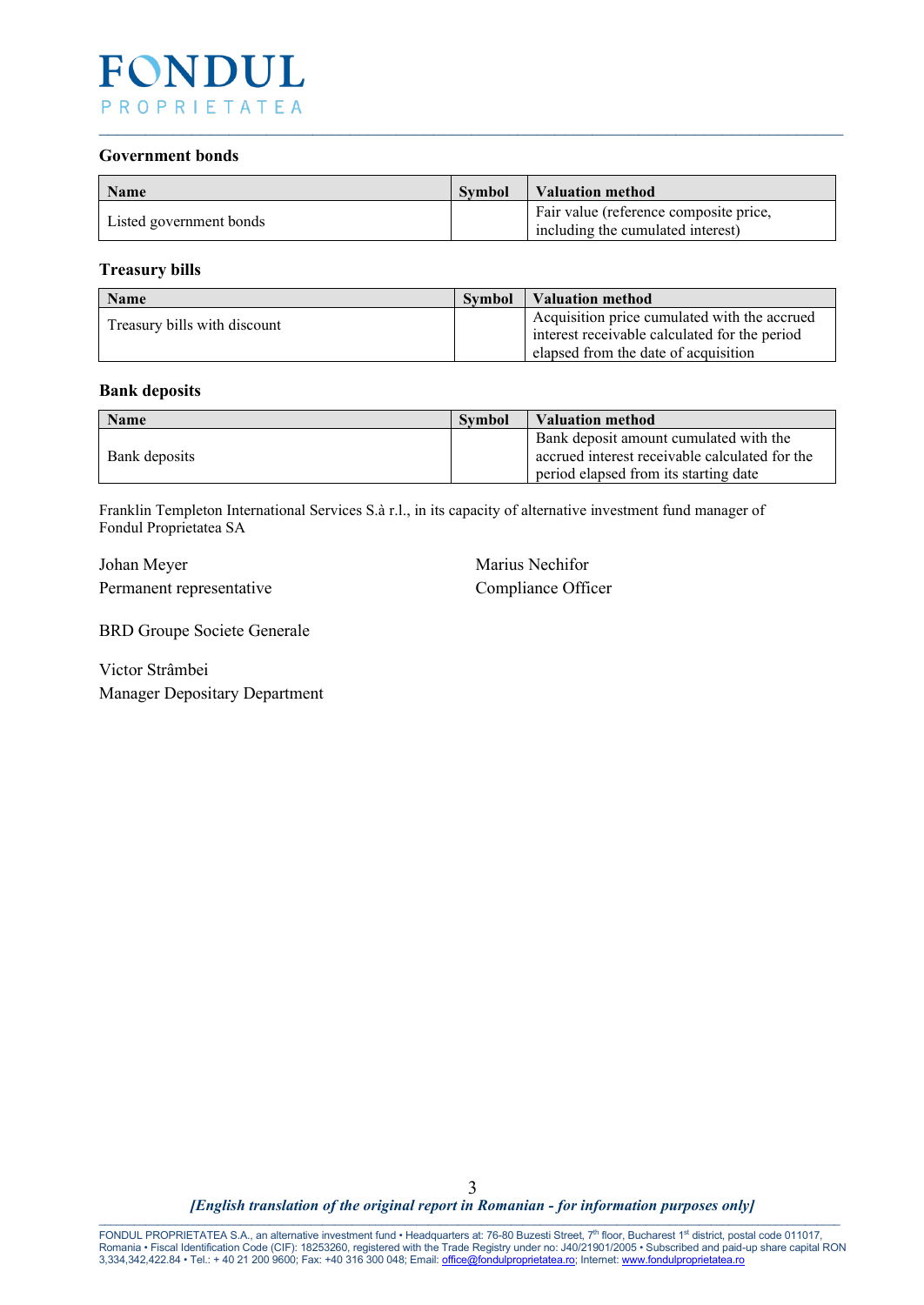### Government bonds

| Name | Symbol | Valuation method |
|---|---|---|
| Listed government bonds | | Fair value (reference composite price, including the cumulated interest) |

### Treasury bills

| Name | Symbol | Valuation method |
|---|---|---|
| Treasury bills with discount | | Acquisition price cumulated with the accrued interest receivable calculated for the period elapsed from the date of acquisition |

### Bank deposits

| Name | Symbol | Valuation method |
|---|---|---|
| Bank deposits | | Bank deposit amount cumulated with the accrued interest receivable calculated for the period elapsed from its starting date |

Franklin Templeton International Services S.à r.l., in its capacity of alternative investment fund manager of Fondul Proprietatea SA

Johan Meyer
Permanent representative

Marius Nechifor
Compliance Officer

BRD Groupe Societe Generale

Victor Strâmbei
Manager Depositary Department

*[English translation of the original report in Romanian - for information purposes only]*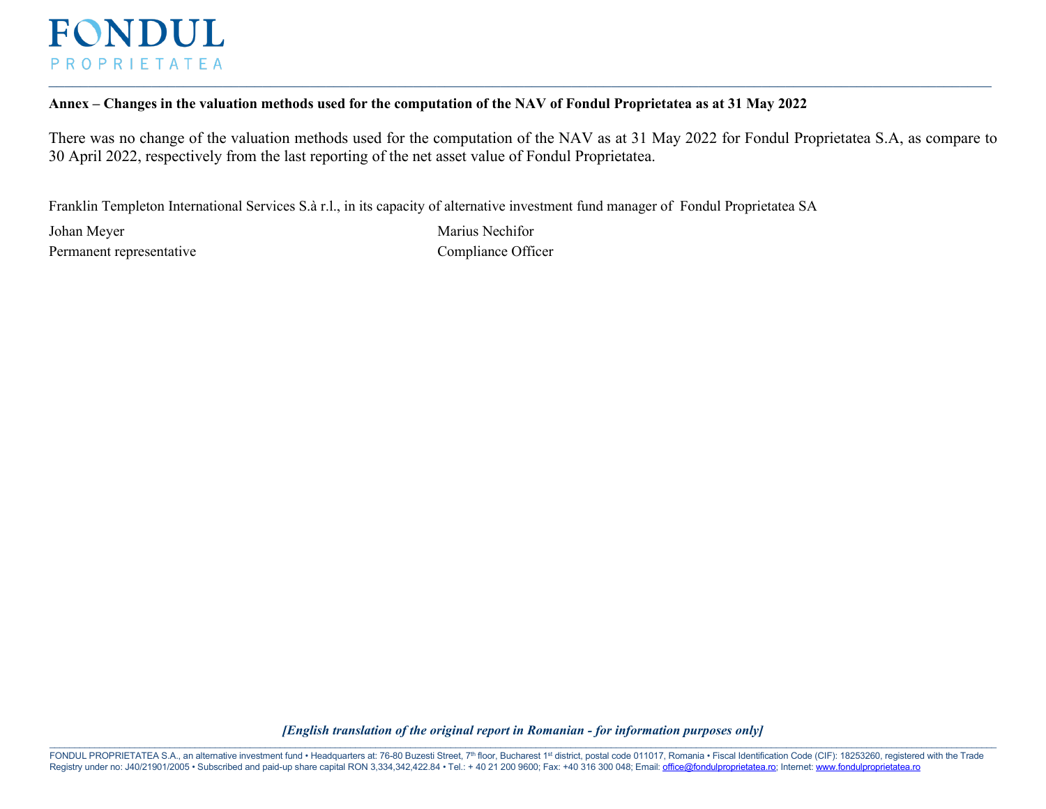**Annex – Changes in the valuation methods used for the computation of the NAV of Fondul Proprietatea as at 31 May 2022**

There was no change of the valuation methods used for the computation of the NAV as at 31 May 2022 for Fondul Proprietatea S.A, as compare to 30 April 2022, respectively from the last reporting of the net asset value of Fondul Proprietatea.

Franklin Templeton International Services S.à r.l., in its capacity of alternative investment fund manager of Fondul Proprietatea SA

Johan Meyer
Permanent representative

Marius Nechifor
Compliance Officer

*[English translation of the original report in Romanian - for information purposes only]*